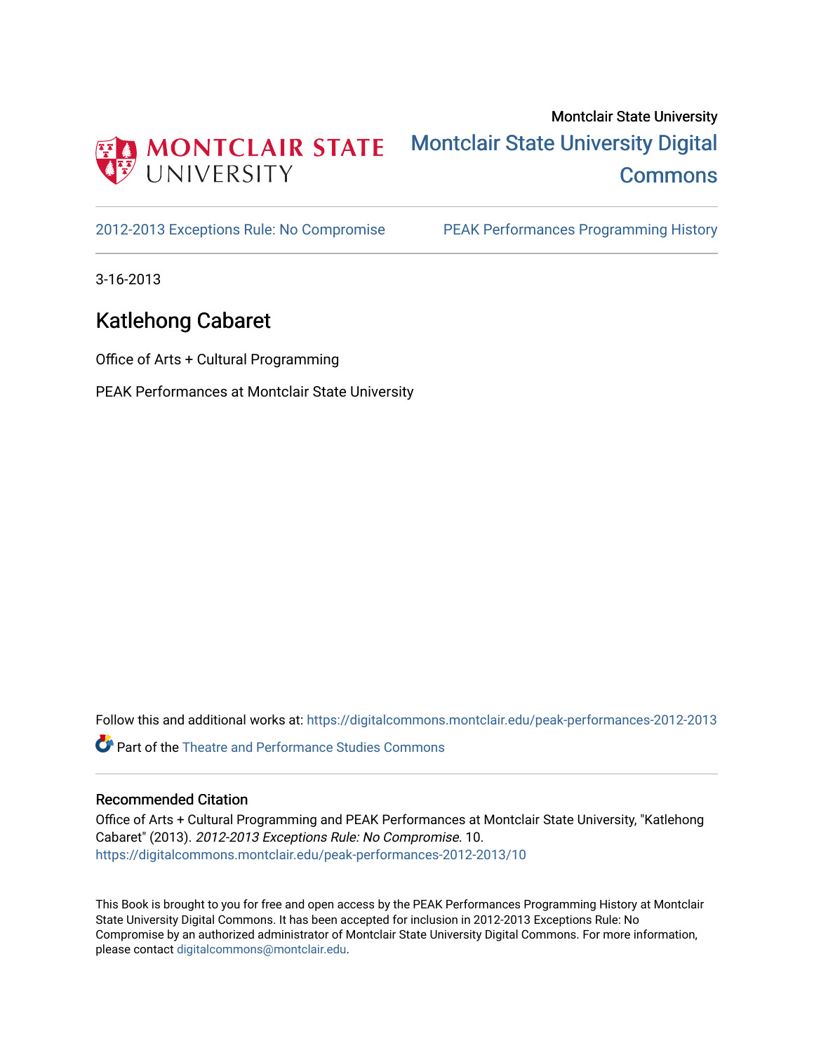Montclair State University

Montclair State University Digital Commons

2012-2013 Exceptions Rule: No Compromise | PEAK Performances Programming History

3-16-2013

# Katlehong Cabaret

Office of Arts + Cultural Programming

PEAK Performances at Montclair State University

Follow this and additional works at: https://digitalcommons.montclair.edu/peak-performances-2012-2013

Part of the Theatre and Performance Studies Commons

## Recommended Citation

Office of Arts + Cultural Programming and PEAK Performances at Montclair State University, "Katlehong Cabaret" (2013). *2012-2013 Exceptions Rule: No Compromise*. 10.
https://digitalcommons.montclair.edu/peak-performances-2012-2013/10

This Book is brought to you for free and open access by the PEAK Performances Programming History at Montclair State University Digital Commons. It has been accepted for inclusion in 2012-2013 Exceptions Rule: No Compromise by an authorized administrator of Montclair State University Digital Commons. For more information, please contact digitalcommons@montclair.edu.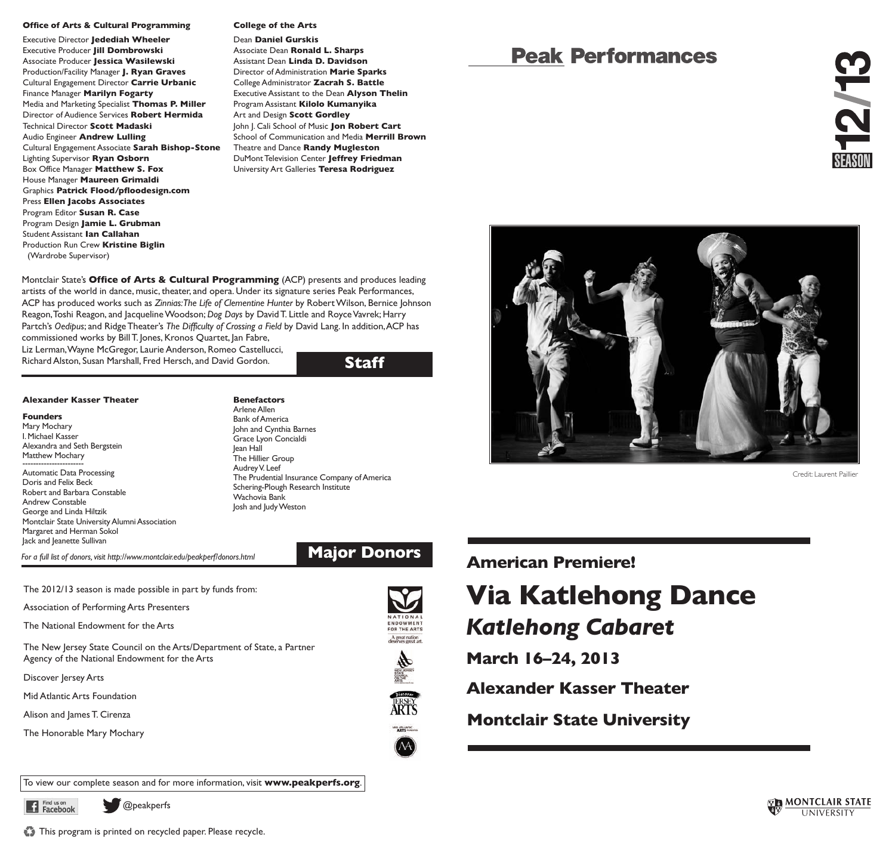**Office of Arts & Cultural Programming**

Executive Director **Jedediah Wheeler**
Executive Producer **Jill Dombrowski**
Associate Producer **Jessica Wasilewski**
Production/Facility Manager **J. Ryan Graves**
Cultural Engagement Director **Carrie Urbanic**
Finance Manager **Marilyn Fogarty**
Media and Marketing Specialist **Thomas P. Miller**
Director of Audience Services **Robert Hermida**
Technical Director **Scott Madaski**
Audio Engineer **Andrew Lulling**
Cultural Engagement Associate **Sarah Bishop-Stone**
Lighting Supervisor **Ryan Osborn**
Box Office Manager **Matthew S. Fox**
House Manager **Maureen Grimaldi**
Graphics **Patrick Flood/pfloodesign.com**
Press **Ellen Jacobs Associates**
Program Editor **Susan R. Case**
Program Design **Jamie L. Grubman**
Student Assistant **Ian Callahan**
Production Run Crew **Kristine Biglin** (Wardrobe Supervisor)

**College of the Arts**

Dean **Daniel Gurskis**
Associate Dean **Ronald L. Sharps**
Assistant Dean **Linda D. Davidson**
Director of Administration **Marie Sparks**
College Administrator **Zacrah S. Battle**
Executive Assistant to the Dean **Alyson Thelin**
Program Assistant **Kilolo Kumanyika**
Art and Design **Scott Gordley**
John J. Cali School of Music **Jon Robert Cart**
School of Communication and Media **Merrill Brown**
Theatre and Dance **Randy Mugleston**
DuMont Television Center **Jeffrey Friedman**
University Art Galleries **Teresa Rodriguez**

Montclair State's **Office of Arts & Cultural Programming** (ACP) presents and produces leading artists of the world in dance, music, theater, and opera. Under its signature series Peak Performances, ACP has produced works such as *Zinnias: The Life of Clementine Hunter* by Robert Wilson, Bernice Johnson Reagon, Toshi Reagon, and Jacqueline Woodson; *Dog Days* by David T. Little and Royce Vavrek; Harry Partch's *Oedipus*; and Ridge Theater's *The Difficulty of Crossing a Field* by David Lang. In addition, ACP has commissioned works by Bill T. Jones, Kronos Quartet, Jan Fabre, Liz Lerman, Wayne McGregor, Laurie Anderson, Romeo Castellucci, Richard Alston, Susan Marshall, Fred Hersch, and David Gordon.

## Staff

**Alexander Kasser Theater**

**Founders**
Mary Mochary
I. Michael Kasser
Alexandra and Seth Bergstein
Matthew Mochary

Automatic Data Processing
Doris and Felix Beck
Robert and Barbara Constable
Andrew Constable
George and Linda Hiltzik
Montclair State University Alumni Association
Margaret and Herman Sokol
Jack and Jeanette Sullivan

**Benefactors**
Arlene Allen
Bank of America
John and Cynthia Barnes
Grace Lyon Concialdi
Jean Hall
The Hillier Group
Audrey V. Leef
The Prudential Insurance Company of America
Schering-Plough Research Institute
Wachovia Bank
Josh and Judy Weston

*For a full list of donors, visit http://www.montclair.edu/peakperf/donors.html*

## Major Donors

The 2012/13 season is made possible in part by funds from:

Association of Performing Arts Presenters

The National Endowment for the Arts

The New Jersey State Council on the Arts/Department of State, a Partner Agency of the National Endowment for the Arts

Discover Jersey Arts

Mid Atlantic Arts Foundation

Alison and James T. Cirenza

The Honorable Mary Mochary

To view our complete season and for more information, visit **www.peakperfs.org**.

Find us on Facebook @peakperfs

This program is printed on recycled paper. Please recycle.

# Peak Performances

**12/13 SEASON**

Credit: Laurent Paillier

## American Premiere!

# Via Katlehong Dance

## *Katlehong Cabaret*

**March 16–24, 2013**

**Alexander Kasser Theater**

**Montclair State University**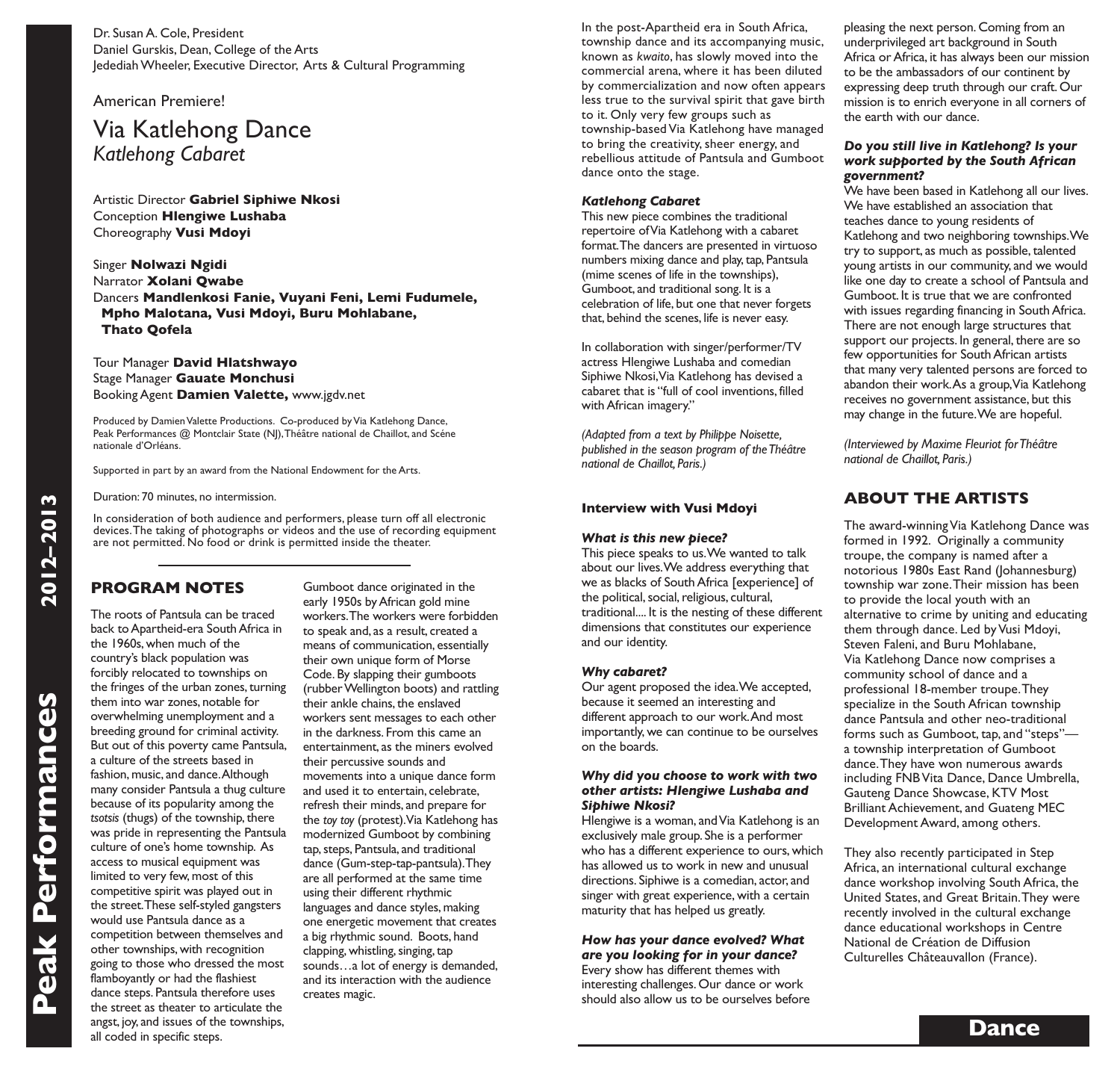Dr. Susan A. Cole, President
Daniel Gurskis, Dean, College of the Arts
Jedediah Wheeler, Executive Director, Arts & Cultural Programming

American Premiere!

# Via Katlehong Dance
## *Katlehong Cabaret*

Artistic Director **Gabriel Siphiwe Nkosi**
Conception **Hlengiwe Lushaba**
Choreography **Vusi Mdoyi**

Singer **Nolwazi Ngidi**
Narrator **Xolani Qwabe**
Dancers **Mandlenkosi Fanie, Vuyani Feni, Lemi Fudumele, Mpho Malotana, Vusi Mdoyi, Buru Mohlabane, Thato Qofela**

Tour Manager **David Hlatshwayo**
Stage Manager **Gauate Monchusi**
Booking Agent **Damien Valette,** www.jgdv.net

Produced by Damien Valette Productions. Co-produced by Via Katlehong Dance, Peak Performances @ Montclair State (NJ), Théâtre national de Chaillot, and Scéne nationale d'Orléans.

Supported in part by an award from the National Endowment for the Arts.

Duration: 70 minutes, no intermission.

In consideration of both audience and performers, please turn off all electronic devices. The taking of photographs or videos and the use of recording equipment are not permitted. No food or drink is permitted inside the theater.

## PROGRAM NOTES

The roots of Pantsula can be traced back to Apartheid-era South Africa in the 1960s, when much of the country's black population was forcibly relocated to townships on the fringes of the urban zones, turning them into war zones, notable for overwhelming unemployment and a breeding ground for criminal activity. But out of this poverty came Pantsula, a culture of the streets based in fashion, music, and dance. Although many consider Pantsula a thug culture because of its popularity among the *tsotsis* (thugs) of the township, there was pride in representing the Pantsula culture of one's home township. As access to musical equipment was limited to very few, most of this competitive spirit was played out in the street. These self-styled gangsters would use Pantsula dance as a competition between themselves and other townships, with recognition going to those who dressed the most flamboyantly or had the flashiest dance steps. Pantsula therefore uses the street as theater to articulate the angst, joy, and issues of the townships, all coded in specific steps.

Gumboot dance originated in the early 1950s by African gold mine workers. The workers were forbidden to speak and, as a result, created a means of communication, essentially their own unique form of Morse Code. By slapping their gumboots (rubber Wellington boots) and rattling their ankle chains, the enslaved workers sent messages to each other in the darkness. From this came an entertainment, as the miners evolved their percussive sounds and movements into a unique dance form and used it to entertain, celebrate, refresh their minds, and prepare for the *toy toy* (protest). Via Katlehong has modernized Gumboot by combining tap, steps, Pantsula, and traditional dance (Gum-step-tap-pantsula). They are all performed at the same time using their different rhythmic languages and dance styles, making one energetic movement that creates a big rhythmic sound. Boots, hand clapping, whistling, singing, tap sounds…a lot of energy is demanded, and its interaction with the audience creates magic.

In the post-Apartheid era in South Africa, township dance and its accompanying music, known as *kwaito*, has slowly moved into the commercial arena, where it has been diluted by commercialization and now often appears less true to the survival spirit that gave birth to it. Only very few groups such as township-based Via Katlehong have managed to bring the creativity, sheer energy, and rebellious attitude of Pantsula and Gumboot dance onto the stage.

### *Katlehong Cabaret*

This new piece combines the traditional repertoire of Via Katlehong with a cabaret format. The dancers are presented in virtuoso numbers mixing dance and play, tap, Pantsula (mime scenes of life in the townships), Gumboot, and traditional song. It is a celebration of life, but one that never forgets that, behind the scenes, life is never easy.

In collaboration with singer/performer/TV actress Hlengiwe Lushaba and comedian Siphiwe Nkosi, Via Katlehong has devised a cabaret that is "full of cool inventions, filled with African imagery."

*(Adapted from a text by Philippe Noisette, published in the season program of the Théâtre national de Chaillot, Paris.)*

### Interview with Vusi Mdoyi

***What is this new piece?***

This piece speaks to us. We wanted to talk about our lives. We address everything that we as blacks of South Africa [experience] of the political, social, religious, cultural, traditional.... It is the nesting of these different dimensions that constitutes our experience and our identity.

***Why cabaret?***

Our agent proposed the idea. We accepted, because it seemed an interesting and different approach to our work. And most importantly, we can continue to be ourselves on the boards.

***Why did you choose to work with two other artists: Hlengiwe Lushaba and Siphiwe Nkosi?***

Hlengiwe is a woman, and Via Katlehong is an exclusively male group. She is a performer who has a different experience to ours, which has allowed us to work in new and unusual directions. Siphiwe is a comedian, actor, and singer with great experience, with a certain maturity that has helped us greatly.

***How has your dance evolved? What are you looking for in your dance?***

Every show has different themes with interesting challenges. Our dance or work should also allow us to be ourselves before pleasing the next person. Coming from an underprivileged art background in South Africa or Africa, it has always been our mission to be the ambassadors of our continent by expressing deep truth through our craft. Our mission is to enrich everyone in all corners of the earth with our dance.

***Do you still live in Katlehong? Is your work supported by the South African government?***

We have been based in Katlehong all our lives. We have established an association that teaches dance to young residents of Katlehong and two neighboring townships. We try to support, as much as possible, talented young artists in our community, and we would like one day to create a school of Pantsula and Gumboot. It is true that we are confronted with issues regarding financing in South Africa. There are not enough large structures that support our projects. In general, there are so few opportunities for South African artists that many very talented persons are forced to abandon their work. As a group, Via Katlehong receives no government assistance, but this may change in the future. We are hopeful.

*(Interviewed by Maxime Fleuriot for Théâtre national de Chaillot, Paris.)*

## ABOUT THE ARTISTS

The award-winning Via Katlehong Dance was formed in 1992. Originally a community troupe, the company is named after a notorious 1980s East Rand (Johannesburg) township war zone. Their mission has been to provide the local youth with an alternative to crime by uniting and educating them through dance. Led by Vusi Mdoyi, Steven Faleni, and Buru Mohlabane, Via Katlehong Dance now comprises a community school of dance and a professional 18-member troupe. They specialize in the South African township dance Pantsula and other neo-traditional forms such as Gumboot, tap, and "steps"—a township interpretation of Gumboot dance. They have won numerous awards including FNB Vita Dance, Dance Umbrella, Gauteng Dance Showcase, KTV Most Brilliant Achievement, and Guateng MEC Development Award, among others.

They also recently participated in Step Africa, an international cultural exchange dance workshop involving South Africa, the United States, and Great Britain. They were recently involved in the cultural exchange dance educational workshops in Centre National de Création de Diffusion Culturelles Châteauvallon (France).